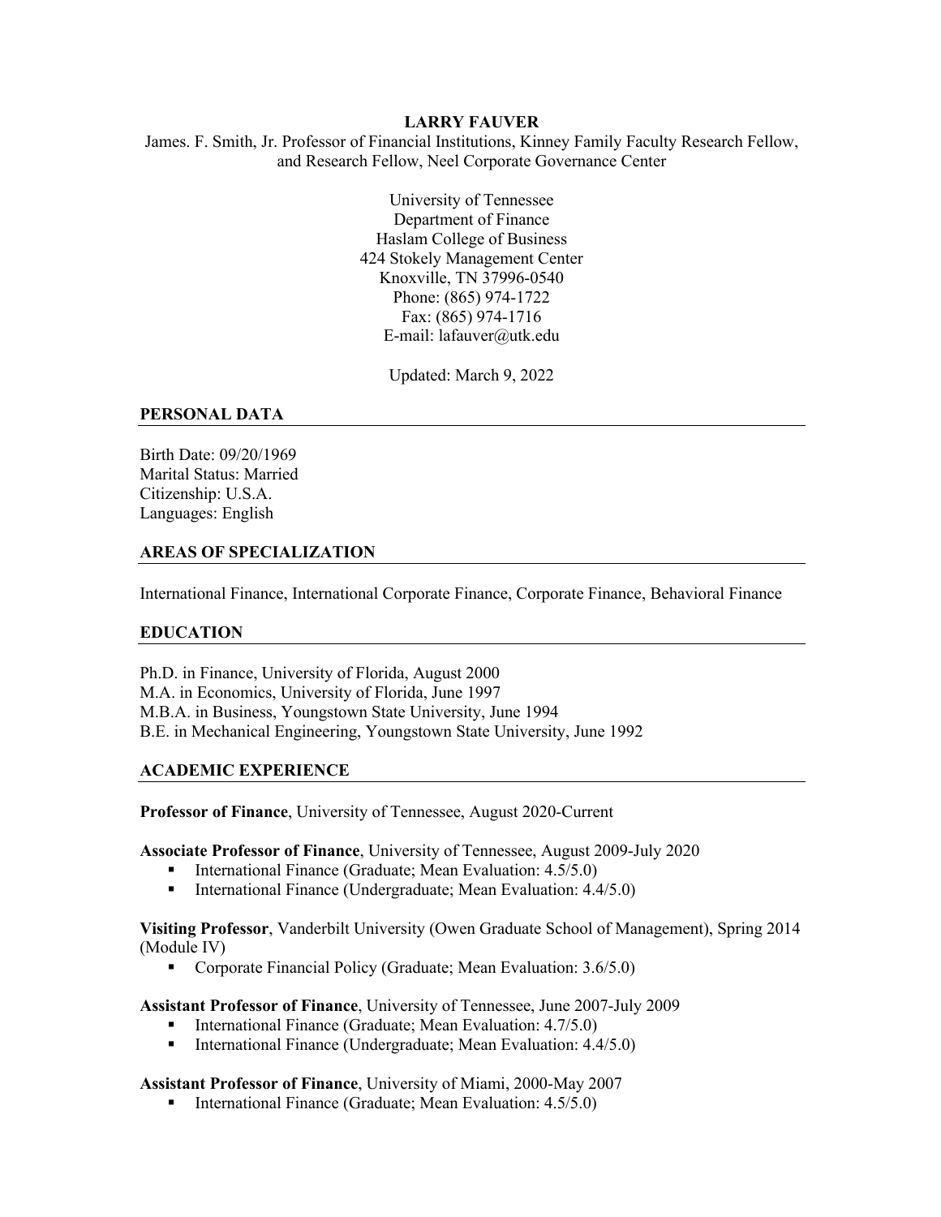# LARRY FAUVER

James. F. Smith, Jr. Professor of Financial Institutions, Kinney Family Faculty Research Fellow, and Research Fellow, Neel Corporate Governance Center

University of Tennessee
Department of Finance
Haslam College of Business
424 Stokely Management Center
Knoxville, TN 37996-0540
Phone: (865) 974-1722
Fax: (865) 974-1716
E-mail: lafauver@utk.edu

Updated: March 9, 2022

## PERSONAL DATA

Birth Date: 09/20/1969
Marital Status: Married
Citizenship: U.S.A.
Languages: English

## AREAS OF SPECIALIZATION

International Finance, International Corporate Finance, Corporate Finance, Behavioral Finance

## EDUCATION

Ph.D. in Finance, University of Florida, August 2000
M.A. in Economics, University of Florida, June 1997
M.B.A. in Business, Youngstown State University, June 1994
B.E. in Mechanical Engineering, Youngstown State University, June 1992

## ACADEMIC EXPERIENCE

**Professor of Finance**, University of Tennessee, August 2020-Current

**Associate Professor of Finance**, University of Tennessee, August 2009-July 2020

- International Finance (Graduate; Mean Evaluation: 4.5/5.0)
- International Finance (Undergraduate; Mean Evaluation: 4.4/5.0)

**Visiting Professor**, Vanderbilt University (Owen Graduate School of Management), Spring 2014 (Module IV)

- Corporate Financial Policy (Graduate; Mean Evaluation: 3.6/5.0)

**Assistant Professor of Finance**, University of Tennessee, June 2007-July 2009

- International Finance (Graduate; Mean Evaluation: 4.7/5.0)
- International Finance (Undergraduate; Mean Evaluation: 4.4/5.0)

**Assistant Professor of Finance**, University of Miami, 2000-May 2007

- International Finance (Graduate; Mean Evaluation: 4.5/5.0)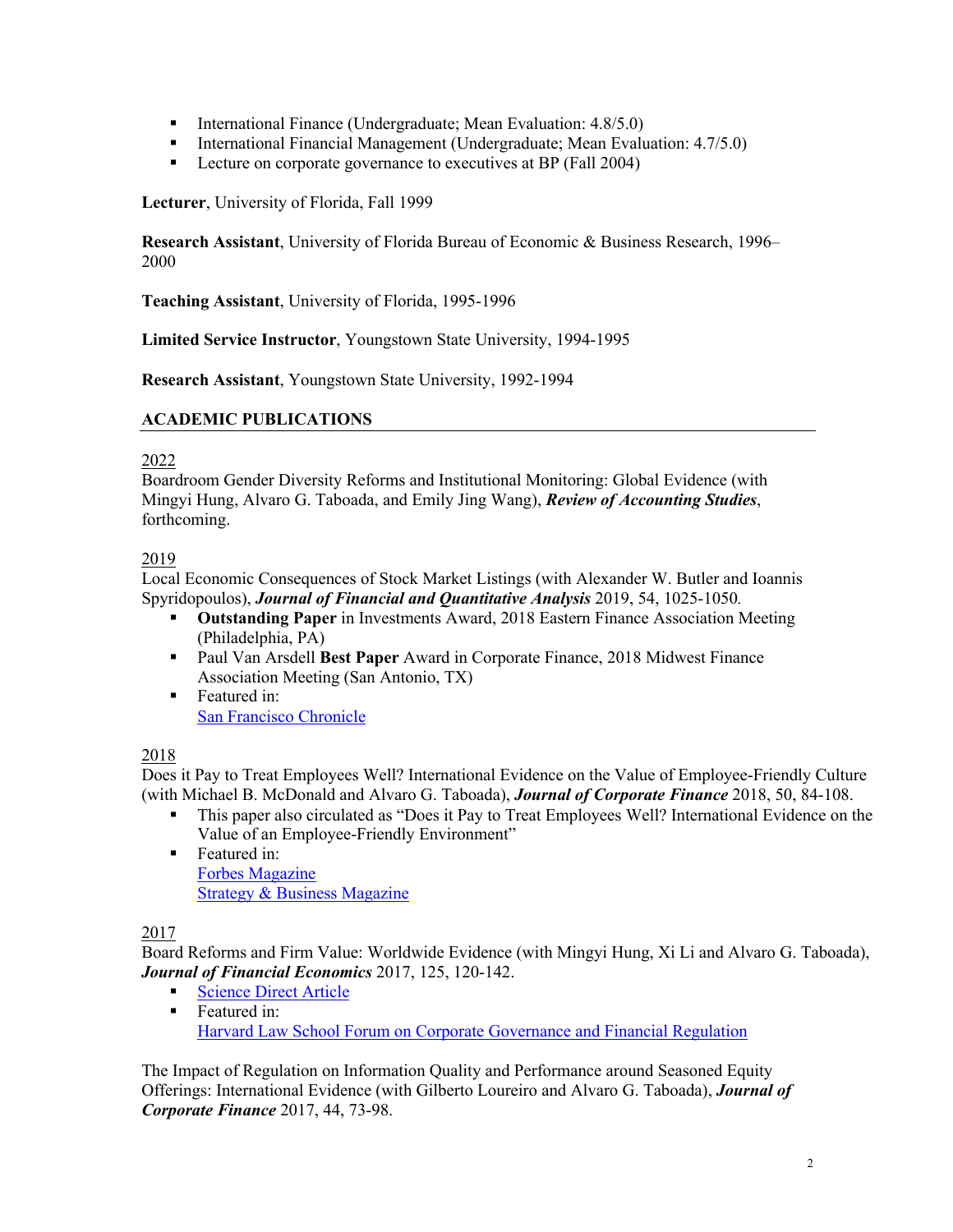- International Finance (Undergraduate; Mean Evaluation: 4.8/5.0)
- International Financial Management (Undergraduate; Mean Evaluation: 4.7/5.0)
- Lecture on corporate governance to executives at BP (Fall 2004)

**Lecturer**, University of Florida, Fall 1999

**Research Assistant**, University of Florida Bureau of Economic & Business Research, 1996–2000

**Teaching Assistant**, University of Florida, 1995-1996

**Limited Service Instructor**, Youngstown State University, 1994-1995

**Research Assistant**, Youngstown State University, 1992-1994

## ACADEMIC PUBLICATIONS

2022

Boardroom Gender Diversity Reforms and Institutional Monitoring: Global Evidence (with Mingyi Hung, Alvaro G. Taboada, and Emily Jing Wang), ***Review of Accounting Studies***, forthcoming.

2019

Local Economic Consequences of Stock Market Listings (with Alexander W. Butler and Ioannis Spyridopoulos), ***Journal of Financial and Quantitative Analysis*** 2019, 54, 1025-1050.

- **Outstanding Paper** in Investments Award, 2018 Eastern Finance Association Meeting (Philadelphia, PA)
- Paul Van Arsdell **Best Paper** Award in Corporate Finance, 2018 Midwest Finance Association Meeting (San Antonio, TX)
- Featured in:
  San Francisco Chronicle

2018

Does it Pay to Treat Employees Well? International Evidence on the Value of Employee-Friendly Culture (with Michael B. McDonald and Alvaro G. Taboada), ***Journal of Corporate Finance*** 2018, 50, 84-108.

- This paper also circulated as "Does it Pay to Treat Employees Well? International Evidence on the Value of an Employee-Friendly Environment"
- Featured in:
  Forbes Magazine
  Strategy & Business Magazine

2017

Board Reforms and Firm Value: Worldwide Evidence (with Mingyi Hung, Xi Li and Alvaro G. Taboada), ***Journal of Financial Economics*** 2017, 125, 120-142.

- Science Direct Article
- Featured in:
  Harvard Law School Forum on Corporate Governance and Financial Regulation

The Impact of Regulation on Information Quality and Performance around Seasoned Equity Offerings: International Evidence (with Gilberto Loureiro and Alvaro G. Taboada), ***Journal of Corporate Finance*** 2017, 44, 73-98.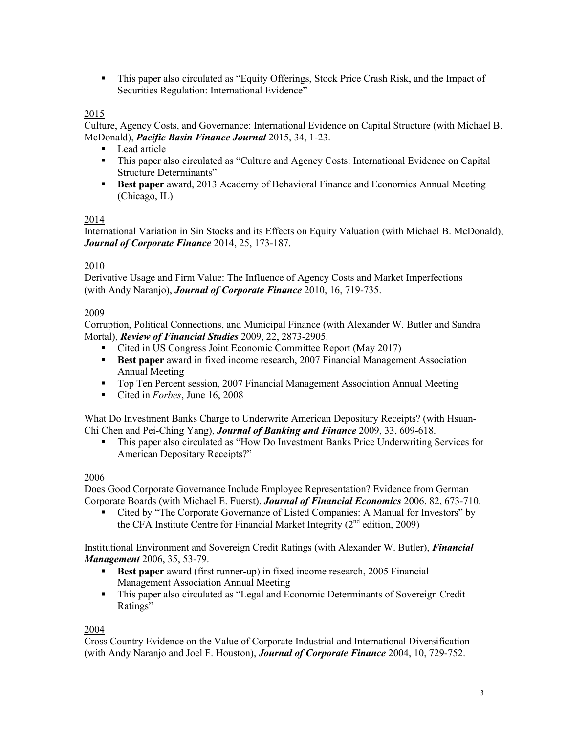- This paper also circulated as "Equity Offerings, Stock Price Crash Risk, and the Impact of Securities Regulation: International Evidence"

2015

Culture, Agency Costs, and Governance: International Evidence on Capital Structure (with Michael B. McDonald), ***Pacific Basin Finance Journal*** 2015, 34, 1-23.

- Lead article
- This paper also circulated as "Culture and Agency Costs: International Evidence on Capital Structure Determinants"
- **Best paper** award, 2013 Academy of Behavioral Finance and Economics Annual Meeting (Chicago, IL)

2014

International Variation in Sin Stocks and its Effects on Equity Valuation (with Michael B. McDonald), ***Journal of Corporate Finance*** 2014, 25, 173-187.

2010

Derivative Usage and Firm Value: The Influence of Agency Costs and Market Imperfections (with Andy Naranjo), ***Journal of Corporate Finance*** 2010, 16, 719-735.

2009

Corruption, Political Connections, and Municipal Finance (with Alexander W. Butler and Sandra Mortal), ***Review of Financial Studies*** 2009, 22, 2873-2905.

- Cited in US Congress Joint Economic Committee Report (May 2017)
- **Best paper** award in fixed income research, 2007 Financial Management Association Annual Meeting
- Top Ten Percent session, 2007 Financial Management Association Annual Meeting
- Cited in *Forbes*, June 16, 2008

What Do Investment Banks Charge to Underwrite American Depositary Receipts? (with Hsuan-Chi Chen and Pei-Ching Yang), ***Journal of Banking and Finance*** 2009, 33, 609-618.

- This paper also circulated as "How Do Investment Banks Price Underwriting Services for American Depositary Receipts?"

2006

Does Good Corporate Governance Include Employee Representation? Evidence from German Corporate Boards (with Michael E. Fuerst), ***Journal of Financial Economics*** 2006, 82, 673-710.

- Cited by "The Corporate Governance of Listed Companies: A Manual for Investors" by the CFA Institute Centre for Financial Market Integrity (2nd edition, 2009)

Institutional Environment and Sovereign Credit Ratings (with Alexander W. Butler), ***Financial Management*** 2006, 35, 53-79.

- **Best paper** award (first runner-up) in fixed income research, 2005 Financial Management Association Annual Meeting
- This paper also circulated as "Legal and Economic Determinants of Sovereign Credit Ratings"

2004

Cross Country Evidence on the Value of Corporate Industrial and International Diversification (with Andy Naranjo and Joel F. Houston), ***Journal of Corporate Finance*** 2004, 10, 729-752.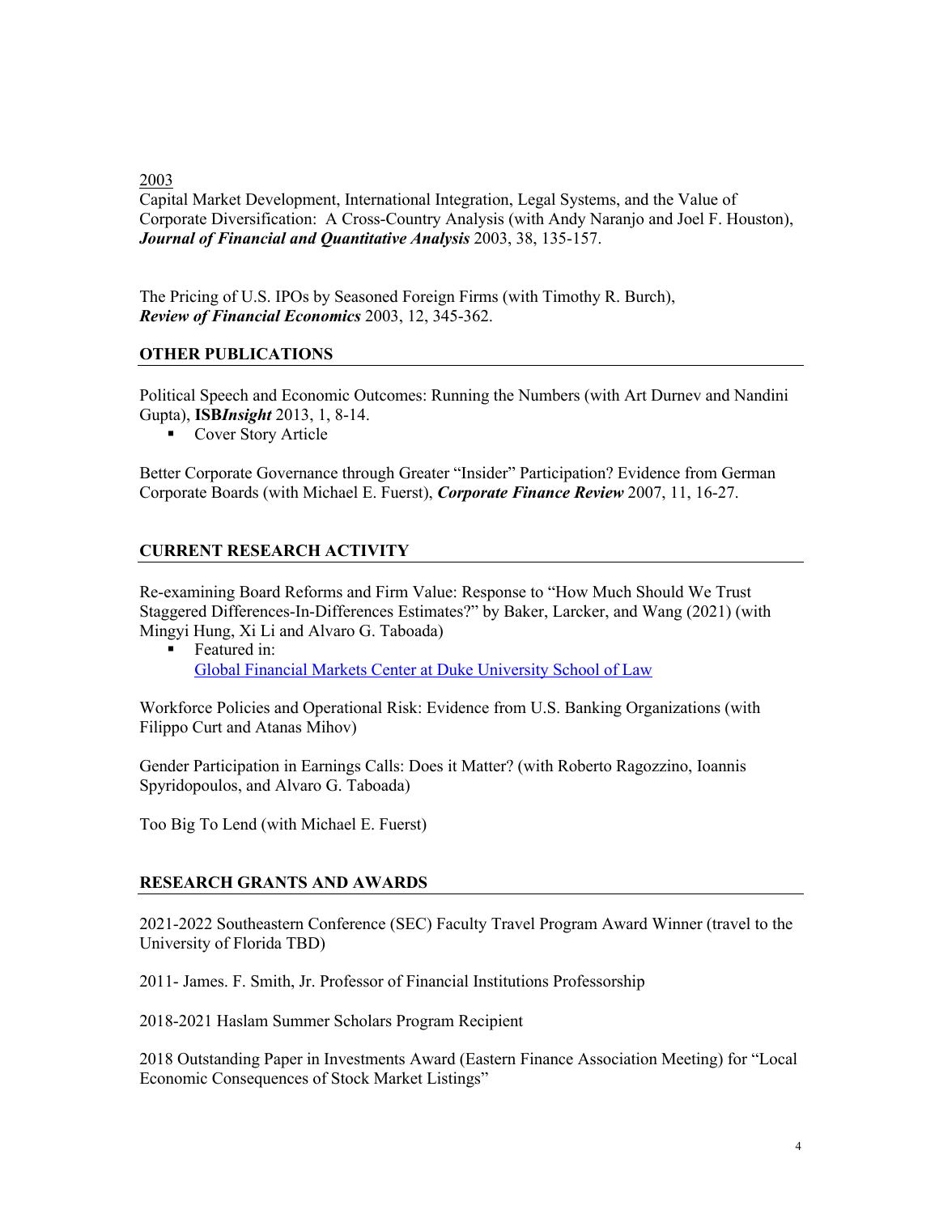2003

Capital Market Development, International Integration, Legal Systems, and the Value of Corporate Diversification: A Cross-Country Analysis (with Andy Naranjo and Joel F. Houston), ***Journal of Financial and Quantitative Analysis*** 2003, 38, 135-157.

The Pricing of U.S. IPOs by Seasoned Foreign Firms (with Timothy R. Burch), ***Review of Financial Economics*** 2003, 12, 345-362.

## OTHER PUBLICATIONS

Political Speech and Economic Outcomes: Running the Numbers (with Art Durnev and Nandini Gupta), **ISB*Insight*** 2013, 1, 8-14.

- Cover Story Article

Better Corporate Governance through Greater "Insider" Participation? Evidence from German Corporate Boards (with Michael E. Fuerst), ***Corporate Finance Review*** 2007, 11, 16-27.

## CURRENT RESEARCH ACTIVITY

Re-examining Board Reforms and Firm Value: Response to "How Much Should We Trust Staggered Differences-In-Differences Estimates?" by Baker, Larcker, and Wang (2021) (with Mingyi Hung, Xi Li and Alvaro G. Taboada)

- Featured in:
  Global Financial Markets Center at Duke University School of Law

Workforce Policies and Operational Risk: Evidence from U.S. Banking Organizations (with Filippo Curt and Atanas Mihov)

Gender Participation in Earnings Calls: Does it Matter? (with Roberto Ragozzino, Ioannis Spyridopoulos, and Alvaro G. Taboada)

Too Big To Lend (with Michael E. Fuerst)

## RESEARCH GRANTS AND AWARDS

2021-2022 Southeastern Conference (SEC) Faculty Travel Program Award Winner (travel to the University of Florida TBD)

2011- James. F. Smith, Jr. Professor of Financial Institutions Professorship

2018-2021 Haslam Summer Scholars Program Recipient

2018 Outstanding Paper in Investments Award (Eastern Finance Association Meeting) for "Local Economic Consequences of Stock Market Listings"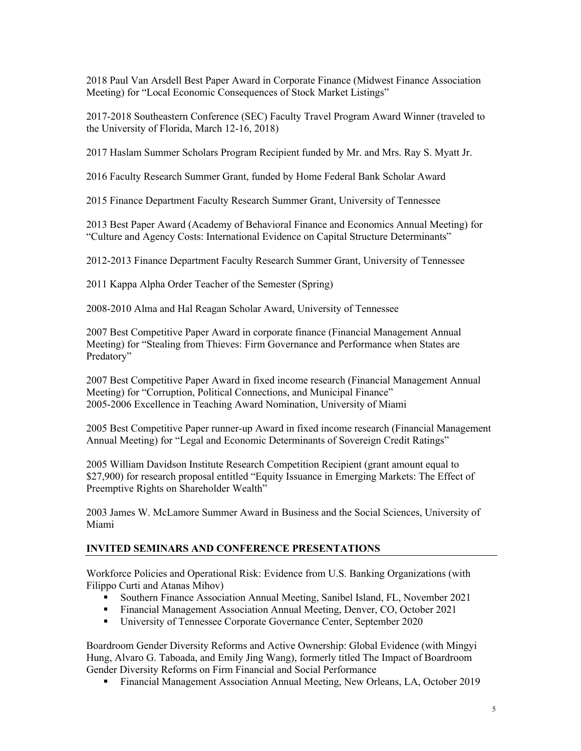2018 Paul Van Arsdell Best Paper Award in Corporate Finance (Midwest Finance Association Meeting) for "Local Economic Consequences of Stock Market Listings"

2017-2018 Southeastern Conference (SEC) Faculty Travel Program Award Winner (traveled to the University of Florida, March 12-16, 2018)

2017 Haslam Summer Scholars Program Recipient funded by Mr. and Mrs. Ray S. Myatt Jr.

2016 Faculty Research Summer Grant, funded by Home Federal Bank Scholar Award

2015 Finance Department Faculty Research Summer Grant, University of Tennessee

2013 Best Paper Award (Academy of Behavioral Finance and Economics Annual Meeting) for "Culture and Agency Costs: International Evidence on Capital Structure Determinants"

2012-2013 Finance Department Faculty Research Summer Grant, University of Tennessee

2011 Kappa Alpha Order Teacher of the Semester (Spring)

2008-2010 Alma and Hal Reagan Scholar Award, University of Tennessee

2007 Best Competitive Paper Award in corporate finance (Financial Management Annual Meeting) for "Stealing from Thieves: Firm Governance and Performance when States are Predatory"

2007 Best Competitive Paper Award in fixed income research (Financial Management Annual Meeting) for "Corruption, Political Connections, and Municipal Finance"
2005-2006 Excellence in Teaching Award Nomination, University of Miami

2005 Best Competitive Paper runner-up Award in fixed income research (Financial Management Annual Meeting) for "Legal and Economic Determinants of Sovereign Credit Ratings"

2005 William Davidson Institute Research Competition Recipient (grant amount equal to $27,900) for research proposal entitled "Equity Issuance in Emerging Markets: The Effect of Preemptive Rights on Shareholder Wealth"

2003 James W. McLamore Summer Award in Business and the Social Sciences, University of Miami

## INVITED SEMINARS AND CONFERENCE PRESENTATIONS

Workforce Policies and Operational Risk: Evidence from U.S. Banking Organizations (with Filippo Curti and Atanas Mihov)

- Southern Finance Association Annual Meeting, Sanibel Island, FL, November 2021
- Financial Management Association Annual Meeting, Denver, CO, October 2021
- University of Tennessee Corporate Governance Center, September 2020

Boardroom Gender Diversity Reforms and Active Ownership: Global Evidence (with Mingyi Hung, Alvaro G. Taboada, and Emily Jing Wang), formerly titled The Impact of Boardroom Gender Diversity Reforms on Firm Financial and Social Performance

- Financial Management Association Annual Meeting, New Orleans, LA, October 2019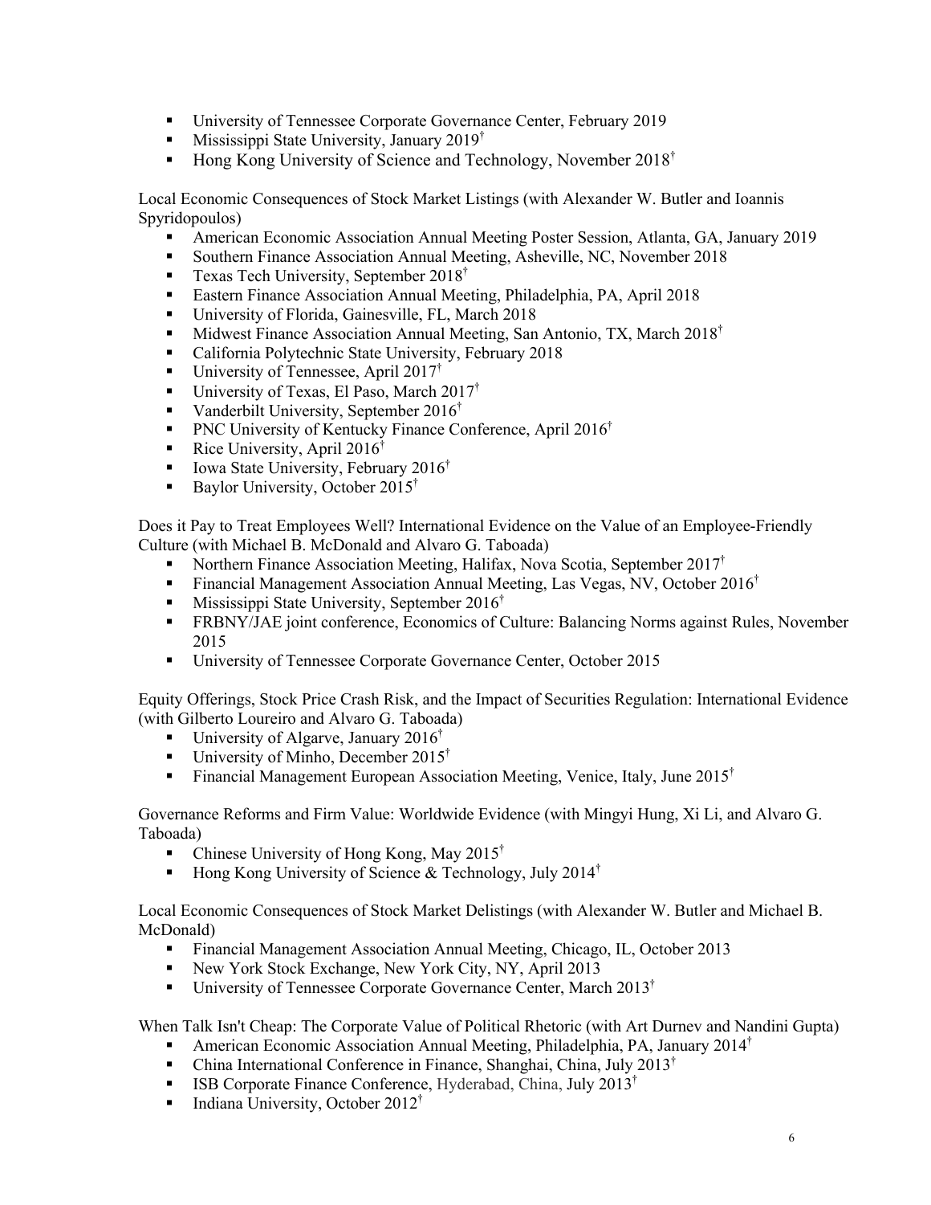- University of Tennessee Corporate Governance Center, February 2019
- Mississippi State University, January 2019†
- Hong Kong University of Science and Technology, November 2018†

Local Economic Consequences of Stock Market Listings (with Alexander W. Butler and Ioannis Spyridopoulos)

- American Economic Association Annual Meeting Poster Session, Atlanta, GA, January 2019
- Southern Finance Association Annual Meeting, Asheville, NC, November 2018
- Texas Tech University, September 2018†
- Eastern Finance Association Annual Meeting, Philadelphia, PA, April 2018
- University of Florida, Gainesville, FL, March 2018
- Midwest Finance Association Annual Meeting, San Antonio, TX, March 2018†
- California Polytechnic State University, February 2018
- University of Tennessee, April 2017†
- University of Texas, El Paso, March 2017†
- Vanderbilt University, September 2016†
- PNC University of Kentucky Finance Conference, April 2016†
- Rice University, April 2016†
- Iowa State University, February 2016†
- Baylor University, October 2015†

Does it Pay to Treat Employees Well? International Evidence on the Value of an Employee-Friendly Culture (with Michael B. McDonald and Alvaro G. Taboada)

- Northern Finance Association Meeting, Halifax, Nova Scotia, September 2017†
- Financial Management Association Annual Meeting, Las Vegas, NV, October 2016†
- Mississippi State University, September 2016†
- FRBNY/JAE joint conference, Economics of Culture: Balancing Norms against Rules, November 2015
- University of Tennessee Corporate Governance Center, October 2015

Equity Offerings, Stock Price Crash Risk, and the Impact of Securities Regulation: International Evidence (with Gilberto Loureiro and Alvaro G. Taboada)

- University of Algarve, January 2016†
- University of Minho, December 2015†
- Financial Management European Association Meeting, Venice, Italy, June 2015†

Governance Reforms and Firm Value: Worldwide Evidence (with Mingyi Hung, Xi Li, and Alvaro G. Taboada)

- Chinese University of Hong Kong, May 2015†
- Hong Kong University of Science & Technology, July 2014†

Local Economic Consequences of Stock Market Delistings (with Alexander W. Butler and Michael B. McDonald)

- Financial Management Association Annual Meeting, Chicago, IL, October 2013
- New York Stock Exchange, New York City, NY, April 2013
- University of Tennessee Corporate Governance Center, March 2013†

When Talk Isn't Cheap: The Corporate Value of Political Rhetoric (with Art Durnev and Nandini Gupta)

- American Economic Association Annual Meeting, Philadelphia, PA, January 2014†
- China International Conference in Finance, Shanghai, China, July 2013†
- ISB Corporate Finance Conference, Hyderabad, China, July 2013†
- Indiana University, October 2012†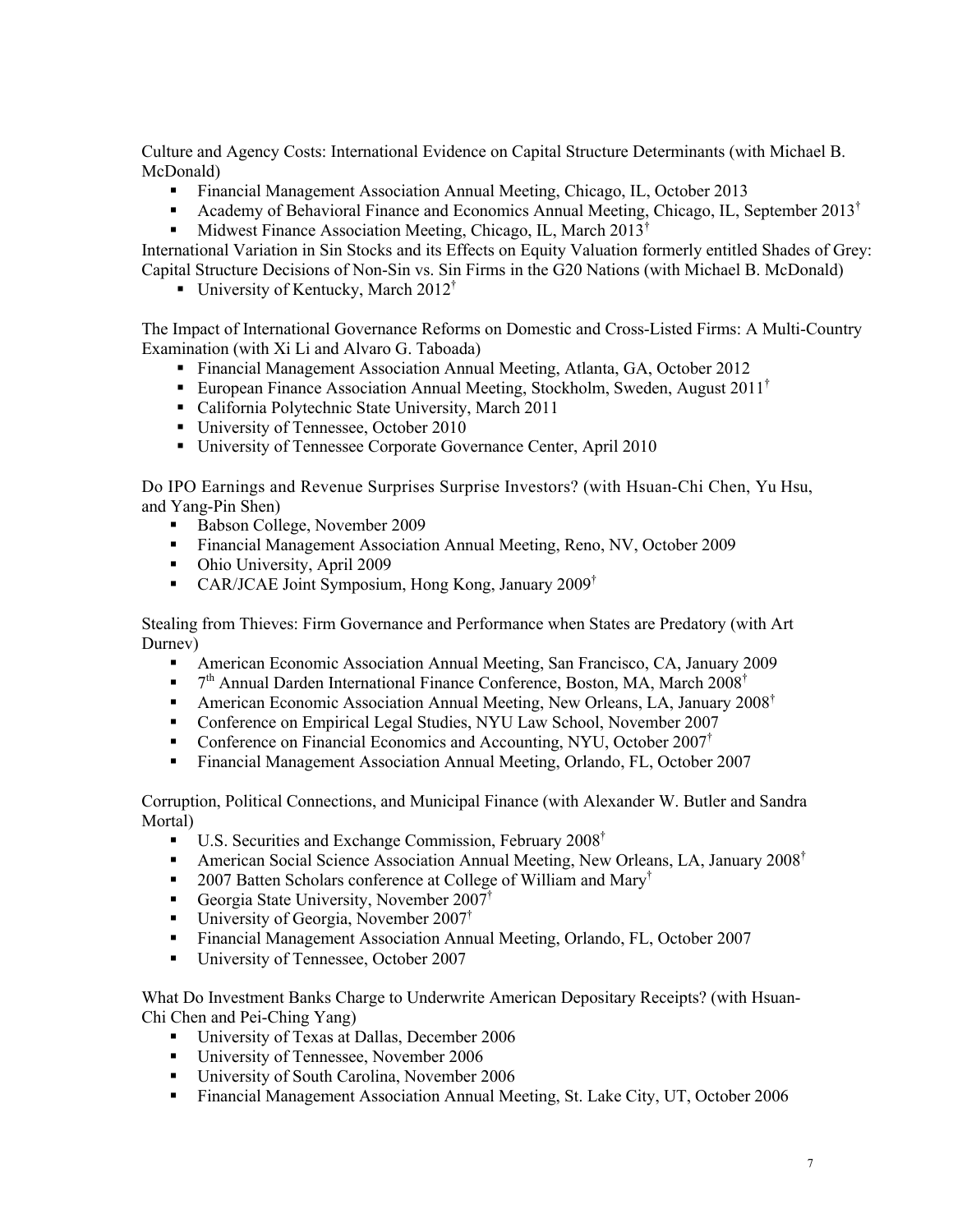Culture and Agency Costs: International Evidence on Capital Structure Determinants (with Michael B. McDonald)

- Financial Management Association Annual Meeting, Chicago, IL, October 2013
- Academy of Behavioral Finance and Economics Annual Meeting, Chicago, IL, September 2013[†]
- Midwest Finance Association Meeting, Chicago, IL, March 2013[†]

International Variation in Sin Stocks and its Effects on Equity Valuation formerly entitled Shades of Grey: Capital Structure Decisions of Non-Sin vs. Sin Firms in the G20 Nations (with Michael B. McDonald)

- University of Kentucky, March 2012[†]

The Impact of International Governance Reforms on Domestic and Cross-Listed Firms: A Multi-Country Examination (with Xi Li and Alvaro G. Taboada)

- Financial Management Association Annual Meeting, Atlanta, GA, October 2012
- European Finance Association Annual Meeting, Stockholm, Sweden, August 2011[†]
- California Polytechnic State University, March 2011
- University of Tennessee, October 2010
- University of Tennessee Corporate Governance Center, April 2010

Do IPO Earnings and Revenue Surprises Surprise Investors? (with Hsuan-Chi Chen, Yu Hsu, and Yang-Pin Shen)

- Babson College, November 2009
- Financial Management Association Annual Meeting, Reno, NV, October 2009
- Ohio University, April 2009
- CAR/JCAE Joint Symposium, Hong Kong, January 2009[†]

Stealing from Thieves: Firm Governance and Performance when States are Predatory (with Art Durnev)

- American Economic Association Annual Meeting, San Francisco, CA, January 2009
- 7th Annual Darden International Finance Conference, Boston, MA, March 2008[†]
- American Economic Association Annual Meeting, New Orleans, LA, January 2008[†]
- Conference on Empirical Legal Studies, NYU Law School, November 2007
- Conference on Financial Economics and Accounting, NYU, October 2007[†]
- Financial Management Association Annual Meeting, Orlando, FL, October 2007

Corruption, Political Connections, and Municipal Finance (with Alexander W. Butler and Sandra Mortal)

- U.S. Securities and Exchange Commission, February 2008[†]
- American Social Science Association Annual Meeting, New Orleans, LA, January 2008[†]
- 2007 Batten Scholars conference at College of William and Mary[†]
- Georgia State University, November 2007[†]
- University of Georgia, November 2007[†]
- Financial Management Association Annual Meeting, Orlando, FL, October 2007
- University of Tennessee, October 2007

What Do Investment Banks Charge to Underwrite American Depositary Receipts? (with Hsuan-Chi Chen and Pei-Ching Yang)

- University of Texas at Dallas, December 2006
- University of Tennessee, November 2006
- University of South Carolina, November 2006
- Financial Management Association Annual Meeting, St. Lake City, UT, October 2006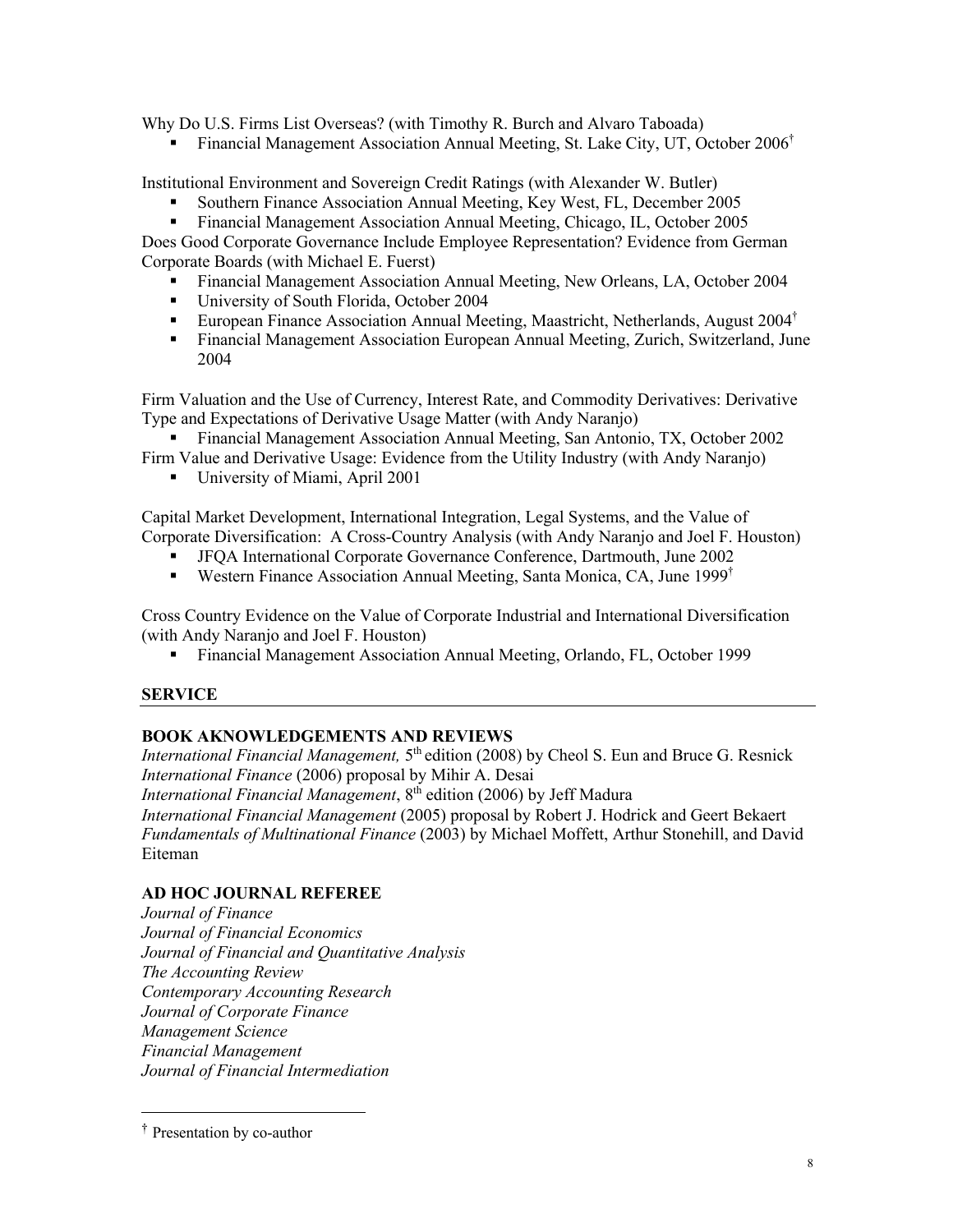Why Do U.S. Firms List Overseas? (with Timothy R. Burch and Alvaro Taboada)

- Financial Management Association Annual Meeting, St. Lake City, UT, October 2006†

Institutional Environment and Sovereign Credit Ratings (with Alexander W. Butler)

- Southern Finance Association Annual Meeting, Key West, FL, December 2005
- Financial Management Association Annual Meeting, Chicago, IL, October 2005

Does Good Corporate Governance Include Employee Representation? Evidence from German Corporate Boards (with Michael E. Fuerst)

- Financial Management Association Annual Meeting, New Orleans, LA, October 2004
- University of South Florida, October 2004
- European Finance Association Annual Meeting, Maastricht, Netherlands, August 2004†
- Financial Management Association European Annual Meeting, Zurich, Switzerland, June 2004

Firm Valuation and the Use of Currency, Interest Rate, and Commodity Derivatives: Derivative Type and Expectations of Derivative Usage Matter (with Andy Naranjo)

- Financial Management Association Annual Meeting, San Antonio, TX, October 2002

Firm Value and Derivative Usage: Evidence from the Utility Industry (with Andy Naranjo)

- University of Miami, April 2001

Capital Market Development, International Integration, Legal Systems, and the Value of Corporate Diversification: A Cross-Country Analysis (with Andy Naranjo and Joel F. Houston)

- JFQA International Corporate Governance Conference, Dartmouth, June 2002
- Western Finance Association Annual Meeting, Santa Monica, CA, June 1999†

Cross Country Evidence on the Value of Corporate Industrial and International Diversification (with Andy Naranjo and Joel F. Houston)

- Financial Management Association Annual Meeting, Orlando, FL, October 1999

## SERVICE

### BOOK AKNOWLEDGEMENTS AND REVIEWS

*International Financial Management,* 5th edition (2008) by Cheol S. Eun and Bruce G. Resnick
*International Finance* (2006) proposal by Mihir A. Desai
*International Financial Management*, 8th edition (2006) by Jeff Madura
*International Financial Management* (2005) proposal by Robert J. Hodrick and Geert Bekaert
*Fundamentals of Multinational Finance* (2003) by Michael Moffett, Arthur Stonehill, and David Eiteman

### AD HOC JOURNAL REFEREE

*Journal of Finance*
*Journal of Financial Economics*
*Journal of Financial and Quantitative Analysis*
*The Accounting Review*
*Contemporary Accounting Research*
*Journal of Corporate Finance*
*Management Science*
*Financial Management*
*Journal of Financial Intermediation*

† Presentation by co-author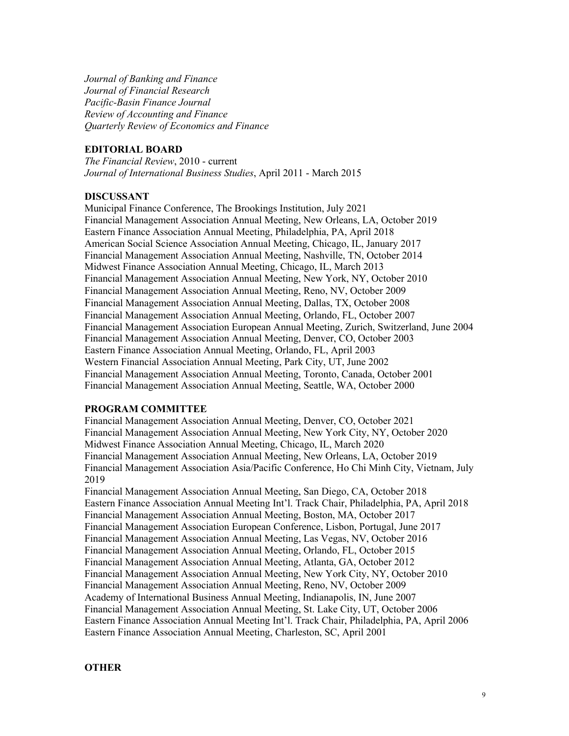*Journal of Banking and Finance*
*Journal of Financial Research*
*Pacific-Basin Finance Journal*
*Review of Accounting and Finance*
*Quarterly Review of Economics and Finance*

**EDITORIAL BOARD**

*The Financial Review*, 2010 - current
*Journal of International Business Studies*, April 2011 - March 2015

**DISCUSSANT**

Municipal Finance Conference, The Brookings Institution, July 2021
Financial Management Association Annual Meeting, New Orleans, LA, October 2019
Eastern Finance Association Annual Meeting, Philadelphia, PA, April 2018
American Social Science Association Annual Meeting, Chicago, IL, January 2017
Financial Management Association Annual Meeting, Nashville, TN, October 2014
Midwest Finance Association Annual Meeting, Chicago, IL, March 2013
Financial Management Association Annual Meeting, New York, NY, October 2010
Financial Management Association Annual Meeting, Reno, NV, October 2009
Financial Management Association Annual Meeting, Dallas, TX, October 2008
Financial Management Association Annual Meeting, Orlando, FL, October 2007
Financial Management Association European Annual Meeting, Zurich, Switzerland, June 2004
Financial Management Association Annual Meeting, Denver, CO, October 2003
Eastern Finance Association Annual Meeting, Orlando, FL, April 2003
Western Financial Association Annual Meeting, Park City, UT, June 2002
Financial Management Association Annual Meeting, Toronto, Canada, October 2001
Financial Management Association Annual Meeting, Seattle, WA, October 2000

**PROGRAM COMMITTEE**

Financial Management Association Annual Meeting, Denver, CO, October 2021
Financial Management Association Annual Meeting, New York City, NY, October 2020
Midwest Finance Association Annual Meeting, Chicago, IL, March 2020
Financial Management Association Annual Meeting, New Orleans, LA, October 2019
Financial Management Association Asia/Pacific Conference, Ho Chi Minh City, Vietnam, July 2019
Financial Management Association Annual Meeting, San Diego, CA, October 2018
Eastern Finance Association Annual Meeting Int'l. Track Chair, Philadelphia, PA, April 2018
Financial Management Association Annual Meeting, Boston, MA, October 2017
Financial Management Association European Conference, Lisbon, Portugal, June 2017
Financial Management Association Annual Meeting, Las Vegas, NV, October 2016
Financial Management Association Annual Meeting, Orlando, FL, October 2015
Financial Management Association Annual Meeting, Atlanta, GA, October 2012
Financial Management Association Annual Meeting, New York City, NY, October 2010
Financial Management Association Annual Meeting, Reno, NV, October 2009
Academy of International Business Annual Meeting, Indianapolis, IN, June 2007
Financial Management Association Annual Meeting, St. Lake City, UT, October 2006
Eastern Finance Association Annual Meeting Int'l. Track Chair, Philadelphia, PA, April 2006
Eastern Finance Association Annual Meeting, Charleston, SC, April 2001

**OTHER**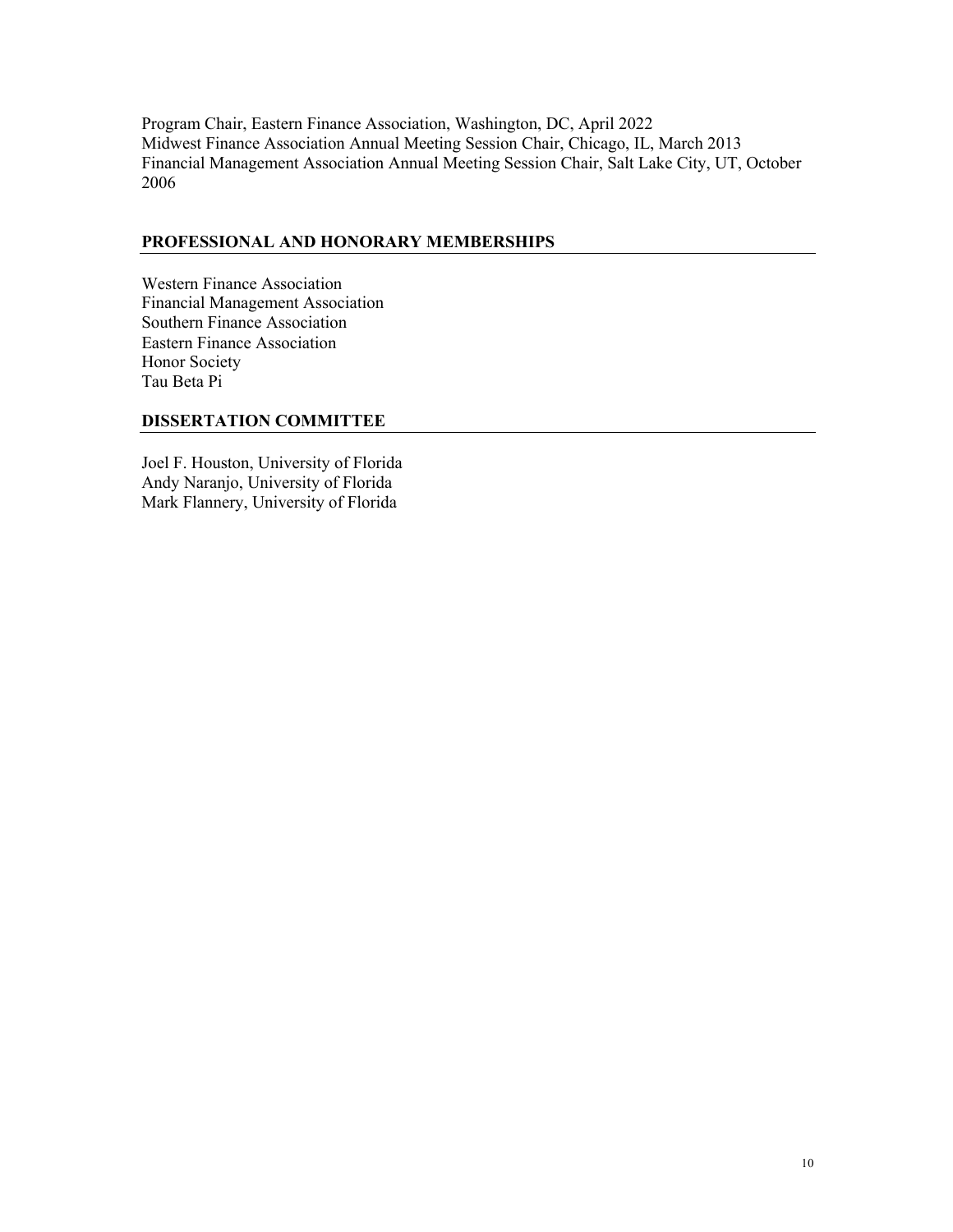Program Chair, Eastern Finance Association, Washington, DC, April 2022
Midwest Finance Association Annual Meeting Session Chair, Chicago, IL, March 2013
Financial Management Association Annual Meeting Session Chair, Salt Lake City, UT, October 2006

## PROFESSIONAL AND HONORARY MEMBERSHIPS

Western Finance Association
Financial Management Association
Southern Finance Association
Eastern Finance Association
Honor Society
Tau Beta Pi

## DISSERTATION COMMITTEE

Joel F. Houston, University of Florida
Andy Naranjo, University of Florida
Mark Flannery, University of Florida